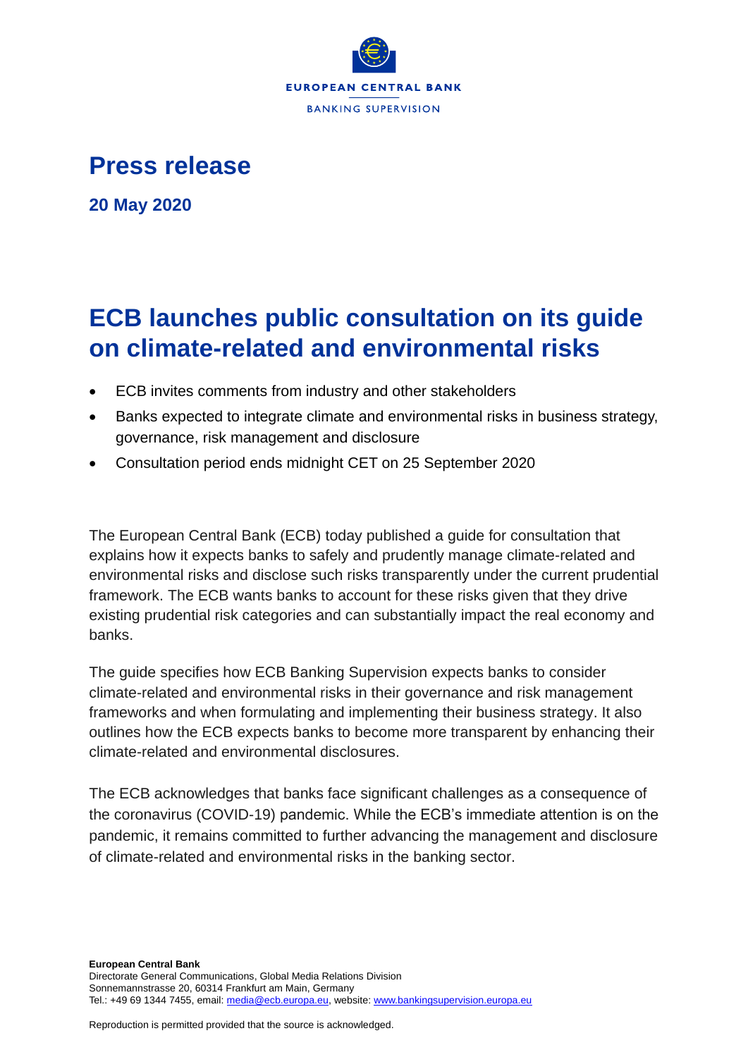EUROPEAN CENTRAL BANK

BANKING SUPERVISION

# Press release

**20 May 2020**

## ECB launches public consultation on its guide on climate-related and environmental risks

- ECB invites comments from industry and other stakeholders
- Banks expected to integrate climate and environmental risks in business strategy, governance, risk management and disclosure
- Consultation period ends midnight CET on 25 September 2020

The European Central Bank (ECB) today published a guide for consultation that explains how it expects banks to safely and prudently manage climate-related and environmental risks and disclose such risks transparently under the current prudential framework. The ECB wants banks to account for these risks given that they drive existing prudential risk categories and can substantially impact the real economy and banks.

The guide specifies how ECB Banking Supervision expects banks to consider climate-related and environmental risks in their governance and risk management frameworks and when formulating and implementing their business strategy. It also outlines how the ECB expects banks to become more transparent by enhancing their climate-related and environmental disclosures.

The ECB acknowledges that banks face significant challenges as a consequence of the coronavirus (COVID-19) pandemic. While the ECB's immediate attention is on the pandemic, it remains committed to further advancing the management and disclosure of climate-related and environmental risks in the banking sector.

**European Central Bank**
Directorate General Communications, Global Media Relations Division
Sonnemannstrasse 20, 60314 Frankfurt am Main, Germany
Tel.: +49 69 1344 7455, email: media@ecb.europa.eu, website: www.bankingsupervision.europa.eu

Reproduction is permitted provided that the source is acknowledged.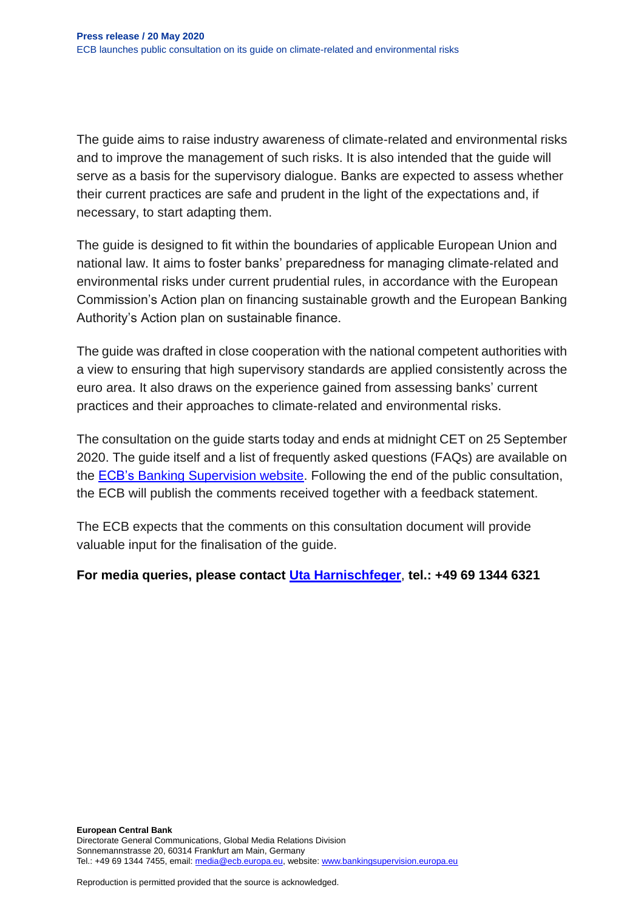The guide aims to raise industry awareness of climate-related and environmental risks and to improve the management of such risks. It is also intended that the guide will serve as a basis for the supervisory dialogue. Banks are expected to assess whether their current practices are safe and prudent in the light of the expectations and, if necessary, to start adapting them.

The guide is designed to fit within the boundaries of applicable European Union and national law. It aims to foster banks' preparedness for managing climate-related and environmental risks under current prudential rules, in accordance with the European Commission's Action plan on financing sustainable growth and the European Banking Authority's Action plan on sustainable finance.

The guide was drafted in close cooperation with the national competent authorities with a view to ensuring that high supervisory standards are applied consistently across the euro area. It also draws on the experience gained from assessing banks' current practices and their approaches to climate-related and environmental risks.

The consultation on the guide starts today and ends at midnight CET on 25 September 2020. The guide itself and a list of frequently asked questions (FAQs) are available on the ECB's Banking Supervision website. Following the end of the public consultation, the ECB will publish the comments received together with a feedback statement.

The ECB expects that the comments on this consultation document will provide valuable input for the finalisation of the guide.

**For media queries, please contact Uta Harnischfeger, tel.: +49 69 1344 6321**

**European Central Bank**
Directorate General Communications, Global Media Relations Division
Sonnemannstrasse 20, 60314 Frankfurt am Main, Germany
Tel.: +49 69 1344 7455, email: media@ecb.europa.eu, website: www.bankingsupervision.europa.eu

Reproduction is permitted provided that the source is acknowledged.